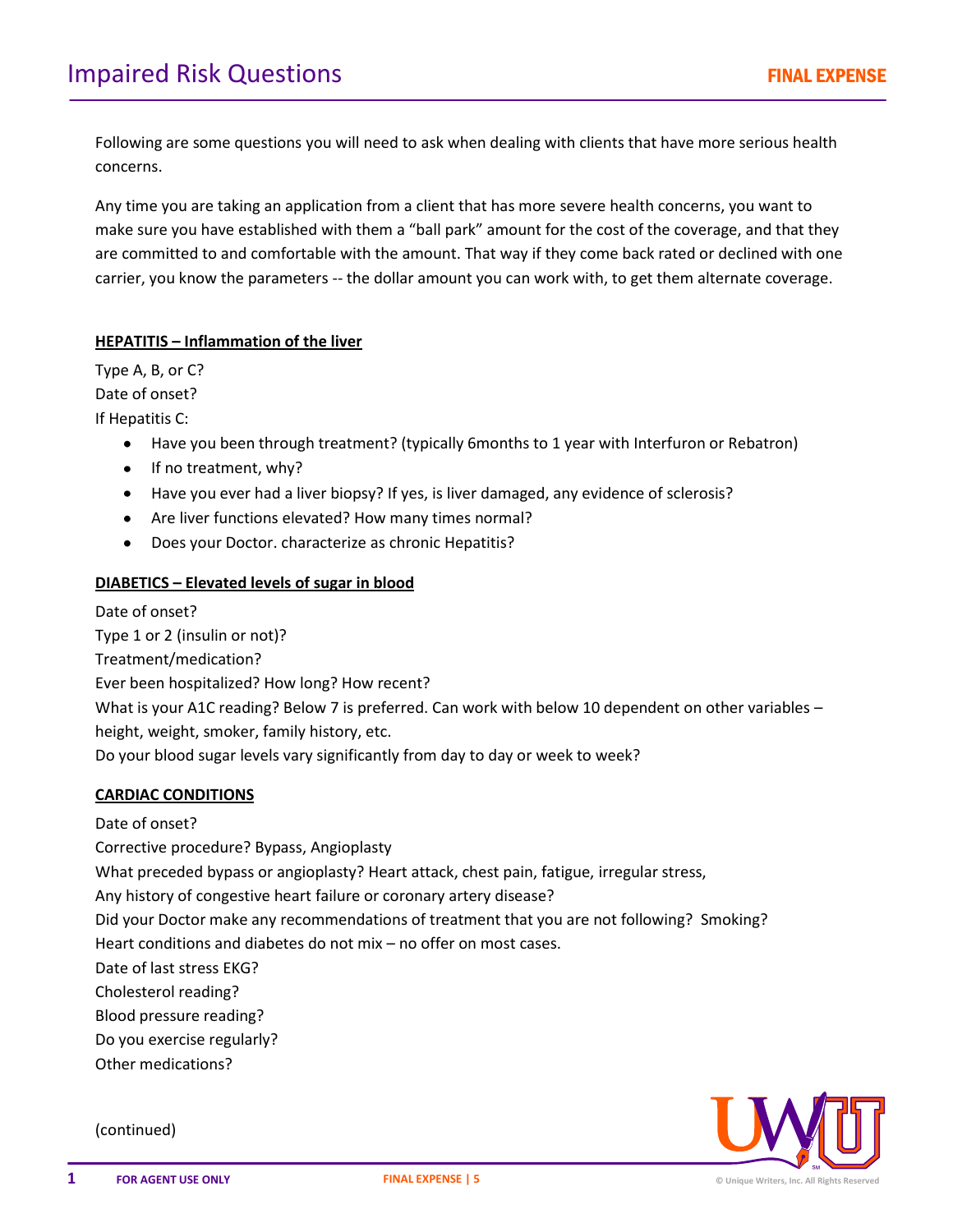# Impaired Risk Questions

Following are some questions you will need to ask when dealing with clients that have more serious health concerns.

Any time you are taking an application from a client that has more severe health concerns, you want to make sure you have established with them a "ball park" amount for the cost of the coverage, and that they are committed to and comfortable with the amount. That way if they come back rated or declined with one carrier, you know the parameters -- the dollar amount you can work with, to get them alternate coverage.

**HEPATITIS – Inflammation of the liver**

Type A, B, or C?
Date of onset?
If Hepatitis C:

- Have you been through treatment? (typically 6months to 1 year with Interfuron or Rebatron)
- If no treatment, why?
- Have you ever had a liver biopsy? If yes, is liver damaged, any evidence of sclerosis?
- Are liver functions elevated? How many times normal?
- Does your Doctor. characterize as chronic Hepatitis?

**DIABETICS – Elevated levels of sugar in blood**

Date of onset?
Type 1 or 2 (insulin or not)?
Treatment/medication?
Ever been hospitalized? How long? How recent?
What is your A1C reading? Below 7 is preferred. Can work with below 10 dependent on other variables – height, weight, smoker, family history, etc.
Do your blood sugar levels vary significantly from day to day or week to week?

**CARDIAC CONDITIONS**

Date of onset?
Corrective procedure? Bypass, Angioplasty
What preceded bypass or angioplasty? Heart attack, chest pain, fatigue, irregular stress,
Any history of congestive heart failure or coronary artery disease?
Did your Doctor make any recommendations of treatment that you are not following? Smoking?
Heart conditions and diabetes do not mix – no offer on most cases.
Date of last stress EKG?
Cholesterol reading?
Blood pressure reading?
Do you exercise regularly?
Other medications?

(continued)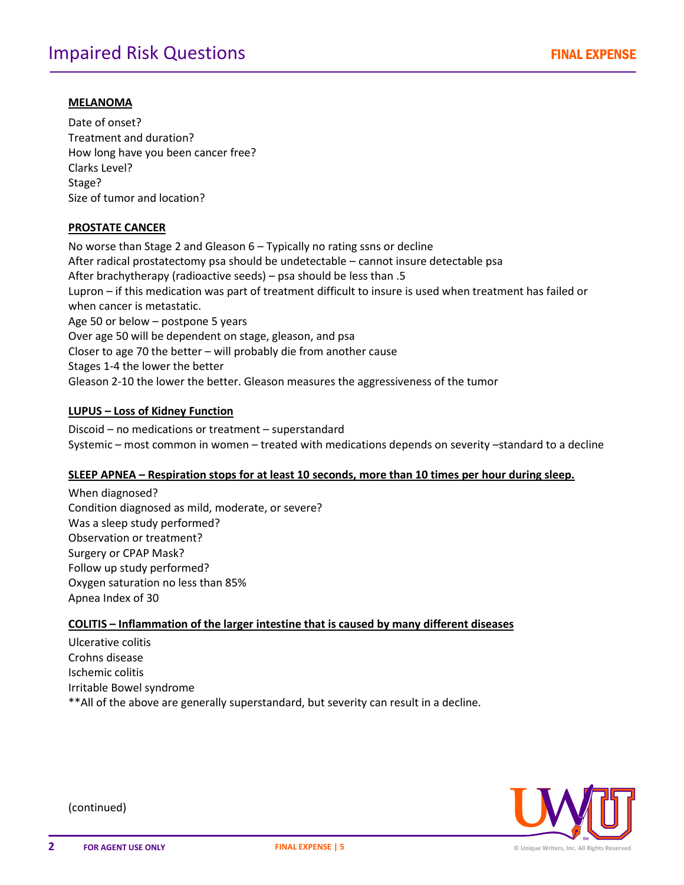# Impaired Risk Questions

**MELANOMA**

Date of onset?
Treatment and duration?
How long have you been cancer free?
Clarks Level?
Stage?
Size of tumor and location?

**PROSTATE CANCER**

No worse than Stage 2 and Gleason 6 – Typically no rating ssns or decline
After radical prostatectomy psa should be undetectable – cannot insure detectable psa
After brachytherapy (radioactive seeds) – psa should be less than .5
Lupron – if this medication was part of treatment difficult to insure is used when treatment has failed or when cancer is metastatic.
Age 50 or below – postpone 5 years
Over age 50 will be dependent on stage, gleason, and psa
Closer to age 70 the better – will probably die from another cause
Stages 1-4 the lower the better
Gleason 2-10 the lower the better. Gleason measures the aggressiveness of the tumor

**LUPUS – Loss of Kidney Function**

Discoid – no medications or treatment – superstandard
Systemic – most common in women – treated with medications depends on severity –standard to a decline

**SLEEP APNEA – Respiration stops for at least 10 seconds, more than 10 times per hour during sleep.**

When diagnosed?
Condition diagnosed as mild, moderate, or severe?
Was a sleep study performed?
Observation or treatment?
Surgery or CPAP Mask?
Follow up study performed?
Oxygen saturation no less than 85%
Apnea Index of 30

**COLITIS – Inflammation of the larger intestine that is caused by many different diseases**

Ulcerative colitis
Crohns disease
Ischemic colitis
Irritable Bowel syndrome
**All of the above are generally superstandard, but severity can result in a decline.

(continued)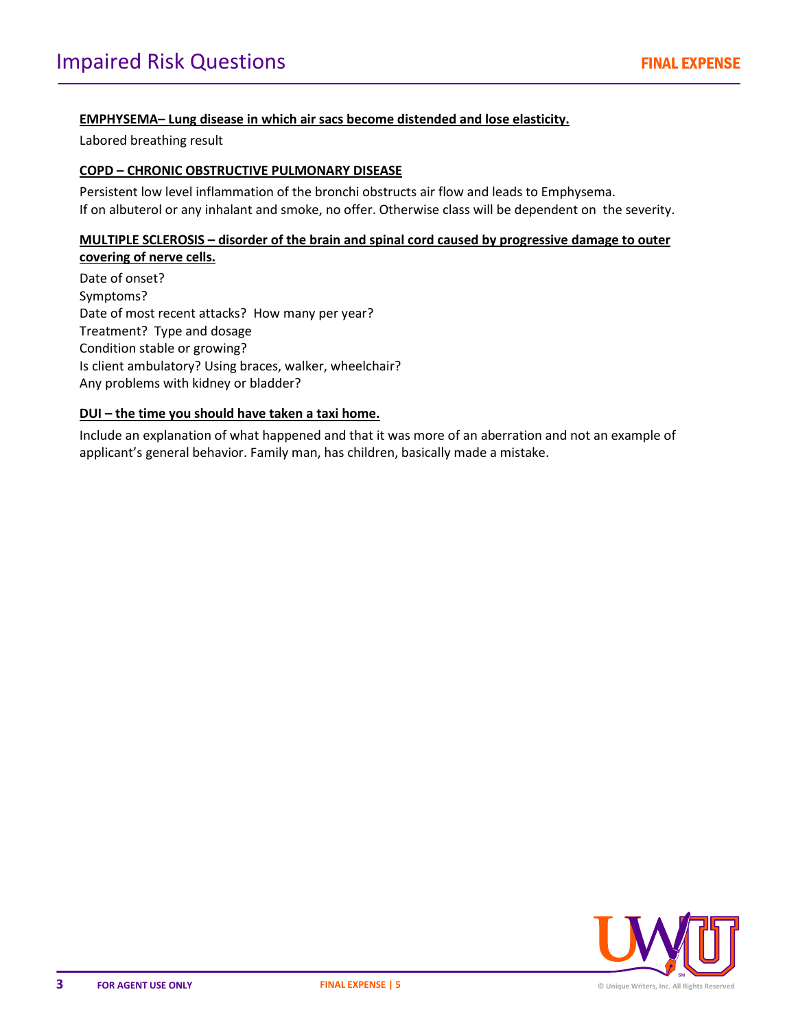# Impaired Risk Questions

**<u>EMPHYSEMA– Lung disease in which air sacs become distended and lose elasticity.</u>**

Labored breathing result

**<u>COPD – CHRONIC OBSTRUCTIVE PULMONARY DISEASE</u>**

Persistent low level inflammation of the bronchi obstructs air flow and leads to Emphysema.
If on albuterol or any inhalant and smoke, no offer. Otherwise class will be dependent on the severity.

**<u>MULTIPLE SCLEROSIS – disorder of the brain and spinal cord caused by progressive damage to outer covering of nerve cells.</u>**

Date of onset?
Symptoms?
Date of most recent attacks? How many per year?
Treatment? Type and dosage
Condition stable or growing?
Is client ambulatory? Using braces, walker, wheelchair?
Any problems with kidney or bladder?

**<u>DUI – the time you should have taken a taxi home.</u>**

Include an explanation of what happened and that it was more of an aberration and not an example of applicant's general behavior. Family man, has children, basically made a mistake.